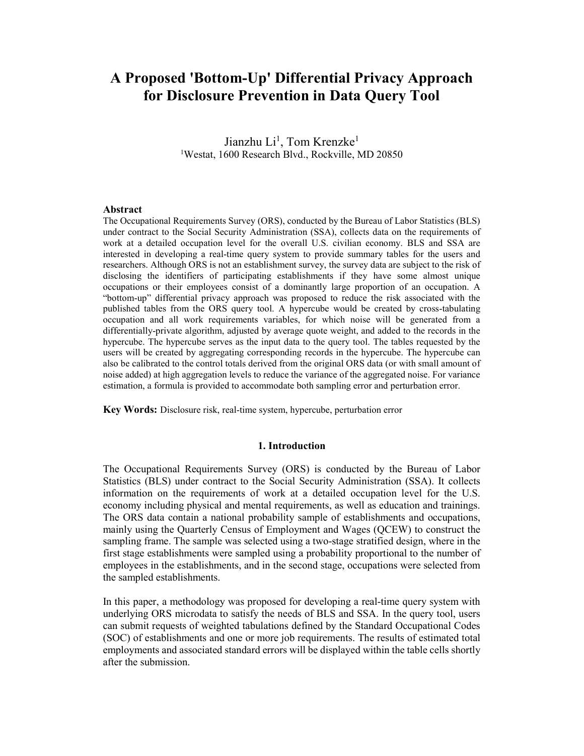# A Proposed 'Bottom-Up' Differential Privacy Approach for Disclosure Prevention in Data Query Tool

Jianzhu Li[1], Tom Krenzke[1]

[1]Westat, 1600 Research Blvd., Rockville, MD 20850

### Abstract

The Occupational Requirements Survey (ORS), conducted by the Bureau of Labor Statistics (BLS) under contract to the Social Security Administration (SSA), collects data on the requirements of work at a detailed occupation level for the overall U.S. civilian economy. BLS and SSA are interested in developing a real-time query system to provide summary tables for the users and researchers. Although ORS is not an establishment survey, the survey data are subject to the risk of disclosing the identifiers of participating establishments if they have some almost unique occupations or their employees consist of a dominantly large proportion of an occupation. A "bottom-up" differential privacy approach was proposed to reduce the risk associated with the published tables from the ORS query tool. A hypercube would be created by cross-tabulating occupation and all work requirements variables, for which noise will be generated from a differentially-private algorithm, adjusted by average quote weight, and added to the records in the hypercube. The hypercube serves as the input data to the query tool. The tables requested by the users will be created by aggregating corresponding records in the hypercube. The hypercube can also be calibrated to the control totals derived from the original ORS data (or with small amount of noise added) at high aggregation levels to reduce the variance of the aggregated noise. For variance estimation, a formula is provided to accommodate both sampling error and perturbation error.

**Key Words:** Disclosure risk, real-time system, hypercube, perturbation error

## 1. Introduction

The Occupational Requirements Survey (ORS) is conducted by the Bureau of Labor Statistics (BLS) under contract to the Social Security Administration (SSA). It collects information on the requirements of work at a detailed occupation level for the U.S. economy including physical and mental requirements, as well as education and trainings. The ORS data contain a national probability sample of establishments and occupations, mainly using the Quarterly Census of Employment and Wages (QCEW) to construct the sampling frame. The sample was selected using a two-stage stratified design, where in the first stage establishments were sampled using a probability proportional to the number of employees in the establishments, and in the second stage, occupations were selected from the sampled establishments.

In this paper, a methodology was proposed for developing a real-time query system with underlying ORS microdata to satisfy the needs of BLS and SSA. In the query tool, users can submit requests of weighted tabulations defined by the Standard Occupational Codes (SOC) of establishments and one or more job requirements. The results of estimated total employments and associated standard errors will be displayed within the table cells shortly after the submission.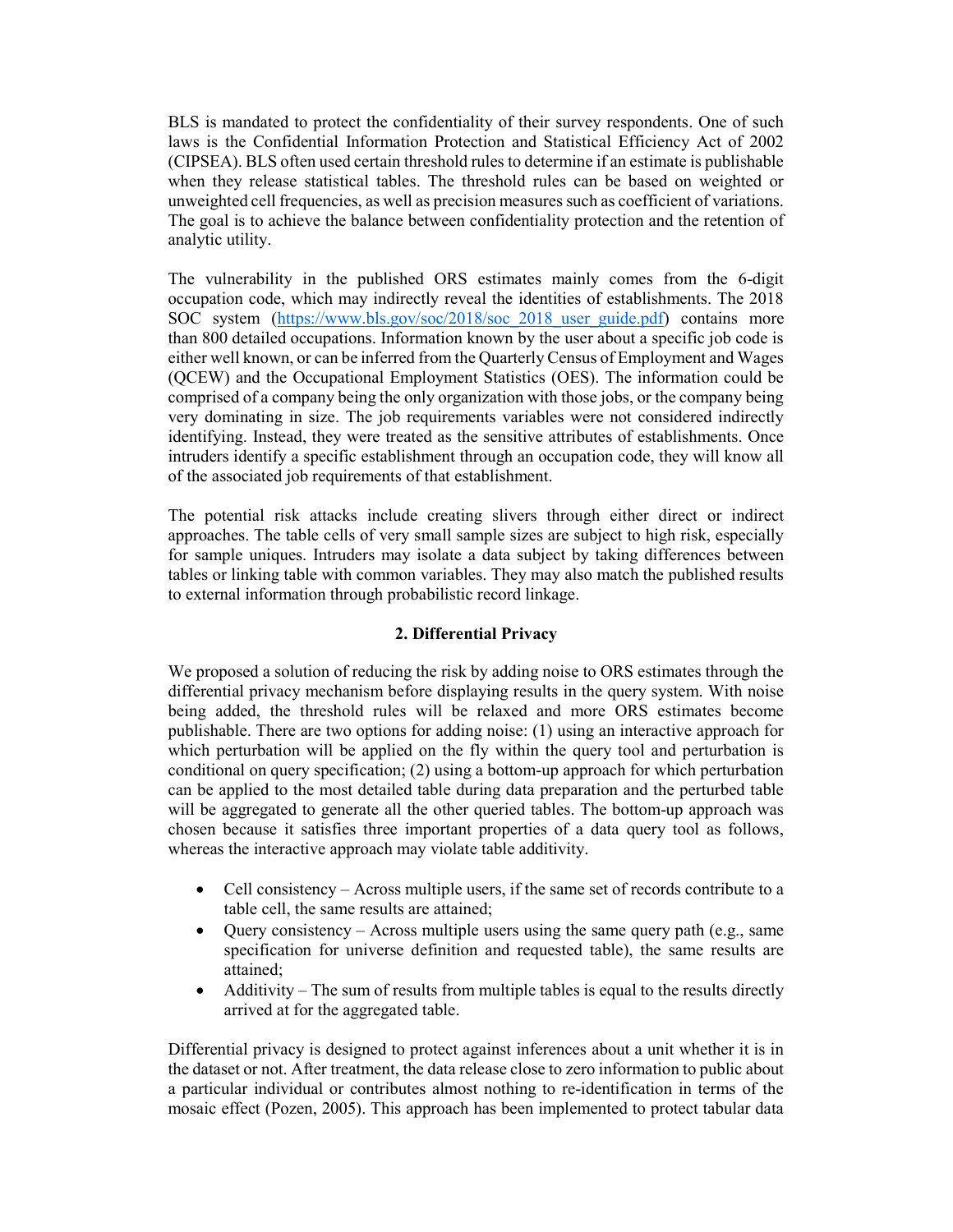BLS is mandated to protect the confidentiality of their survey respondents. One of such laws is the Confidential Information Protection and Statistical Efficiency Act of 2002 (CIPSEA). BLS often used certain threshold rules to determine if an estimate is publishable when they release statistical tables. The threshold rules can be based on weighted or unweighted cell frequencies, as well as precision measures such as coefficient of variations. The goal is to achieve the balance between confidentiality protection and the retention of analytic utility.

The vulnerability in the published ORS estimates mainly comes from the 6-digit occupation code, which may indirectly reveal the identities of establishments. The 2018 SOC system (https://www.bls.gov/soc/2018/soc_2018_user_guide.pdf) contains more than 800 detailed occupations. Information known by the user about a specific job code is either well known, or can be inferred from the Quarterly Census of Employment and Wages (QCEW) and the Occupational Employment Statistics (OES). The information could be comprised of a company being the only organization with those jobs, or the company being very dominating in size. The job requirements variables were not considered indirectly identifying. Instead, they were treated as the sensitive attributes of establishments. Once intruders identify a specific establishment through an occupation code, they will know all of the associated job requirements of that establishment.

The potential risk attacks include creating slivers through either direct or indirect approaches. The table cells of very small sample sizes are subject to high risk, especially for sample uniques. Intruders may isolate a data subject by taking differences between tables or linking table with common variables. They may also match the published results to external information through probabilistic record linkage.

## 2. Differential Privacy

We proposed a solution of reducing the risk by adding noise to ORS estimates through the differential privacy mechanism before displaying results in the query system. With noise being added, the threshold rules will be relaxed and more ORS estimates become publishable. There are two options for adding noise: (1) using an interactive approach for which perturbation will be applied on the fly within the query tool and perturbation is conditional on query specification; (2) using a bottom-up approach for which perturbation can be applied to the most detailed table during data preparation and the perturbed table will be aggregated to generate all the other queried tables. The bottom-up approach was chosen because it satisfies three important properties of a data query tool as follows, whereas the interactive approach may violate table additivity.

- Cell consistency – Across multiple users, if the same set of records contribute to a table cell, the same results are attained;
- Query consistency – Across multiple users using the same query path (e.g., same specification for universe definition and requested table), the same results are attained;
- Additivity – The sum of results from multiple tables is equal to the results directly arrived at for the aggregated table.

Differential privacy is designed to protect against inferences about a unit whether it is in the dataset or not. After treatment, the data release close to zero information to public about a particular individual or contributes almost nothing to re-identification in terms of the mosaic effect (Pozen, 2005). This approach has been implemented to protect tabular data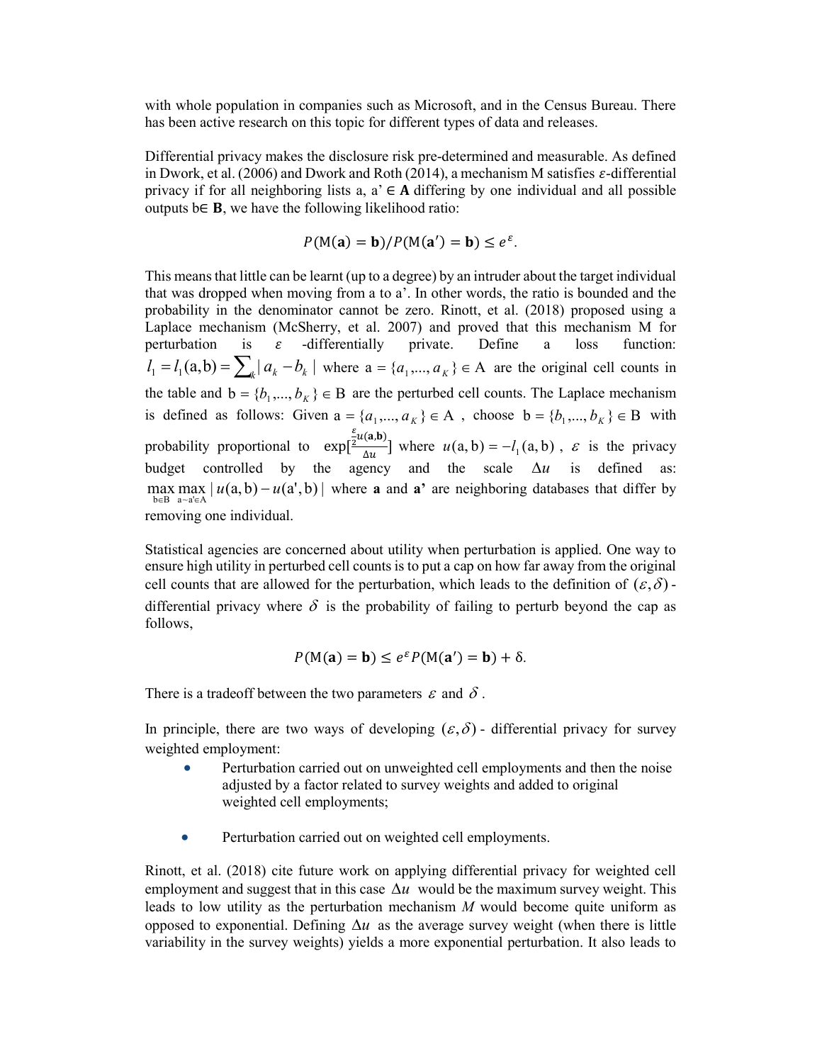with whole population in companies such as Microsoft, and in the Census Bureau. There has been active research on this topic for different types of data and releases.

Differential privacy makes the disclosure risk pre-determined and measurable. As defined in Dwork, et al. (2006) and Dwork and Roth (2014), a mechanism M satisfies $\varepsilon$-differential privacy if for all neighboring lists a, a' $\in$ **A** differing by one individual and all possible outputs b$\in$ **B**, we have the following likelihood ratio:

$$P(\mathrm{M}(\mathbf{a}) = \mathbf{b})/P(\mathrm{M}(\mathbf{a'}) = \mathbf{b}) \leq e^{\varepsilon}.$$

This means that little can be learnt (up to a degree) by an intruder about the target individual that was dropped when moving from a to a'. In other words, the ratio is bounded and the probability in the denominator cannot be zero. Rinott, et al. (2018) proposed using a Laplace mechanism (McSherry, et al. 2007) and proved that this mechanism M for perturbation is $\varepsilon$ -differentially private. Define a loss function: $l_1 = l_1(\mathrm{a},\mathrm{b}) = \sum_k |\, a_k - b_k \,|$ where $\mathrm{a} = \{a_1,...,a_K\} \in \mathrm{A}$ are the original cell counts in the table and $\mathrm{b} = \{b_1,...,b_K\} \in \mathrm{B}$ are the perturbed cell counts. The Laplace mechanism is defined as follows: Given $\mathrm{a} = \{a_1,...,a_K\} \in \mathrm{A}$ , choose $\mathrm{b} = \{b_1,...,b_K\} \in \mathrm{B}$ with probability proportional to $\exp[\frac{\frac{\varepsilon}{2}u(\mathbf{a},\mathbf{b})}{\Delta u}]$ where $u(\mathrm{a},\mathrm{b}) = -l_1(\mathrm{a},\mathrm{b})$ , $\varepsilon$ is the privacy budget controlled by the agency and the scale $\Delta u$ is defined as: $\max_{\mathrm{b}\in\mathrm{B}} \max_{\mathrm{a}\sim\mathrm{a'}\in\mathrm{A}} |\, u(\mathrm{a},\mathrm{b}) - u(\mathrm{a'},\mathrm{b}) \,|$ where **a** and **a'** are neighboring databases that differ by removing one individual.

Statistical agencies are concerned about utility when perturbation is applied. One way to ensure high utility in perturbed cell counts is to put a cap on how far away from the original cell counts that are allowed for the perturbation, which leads to the definition of $(\varepsilon,\delta)$ - differential privacy where $\delta$ is the probability of failing to perturb beyond the cap as follows,

$$P(\mathrm{M}(\mathbf{a}) = \mathbf{b}) \leq e^{\varepsilon} P(\mathrm{M}(\mathbf{a'}) = \mathbf{b}) + \delta.$$

There is a tradeoff between the two parameters $\varepsilon$ and $\delta$ .

In principle, there are two ways of developing $(\varepsilon,\delta)$ - differential privacy for survey weighted employment:

- Perturbation carried out on unweighted cell employments and then the noise adjusted by a factor related to survey weights and added to original weighted cell employments;

- Perturbation carried out on weighted cell employments.

Rinott, et al. (2018) cite future work on applying differential privacy for weighted cell employment and suggest that in this case $\Delta u$ would be the maximum survey weight. This leads to low utility as the perturbation mechanism $M$ would become quite uniform as opposed to exponential. Defining $\Delta u$ as the average survey weight (when there is little variability in the survey weights) yields a more exponential perturbation. It also leads to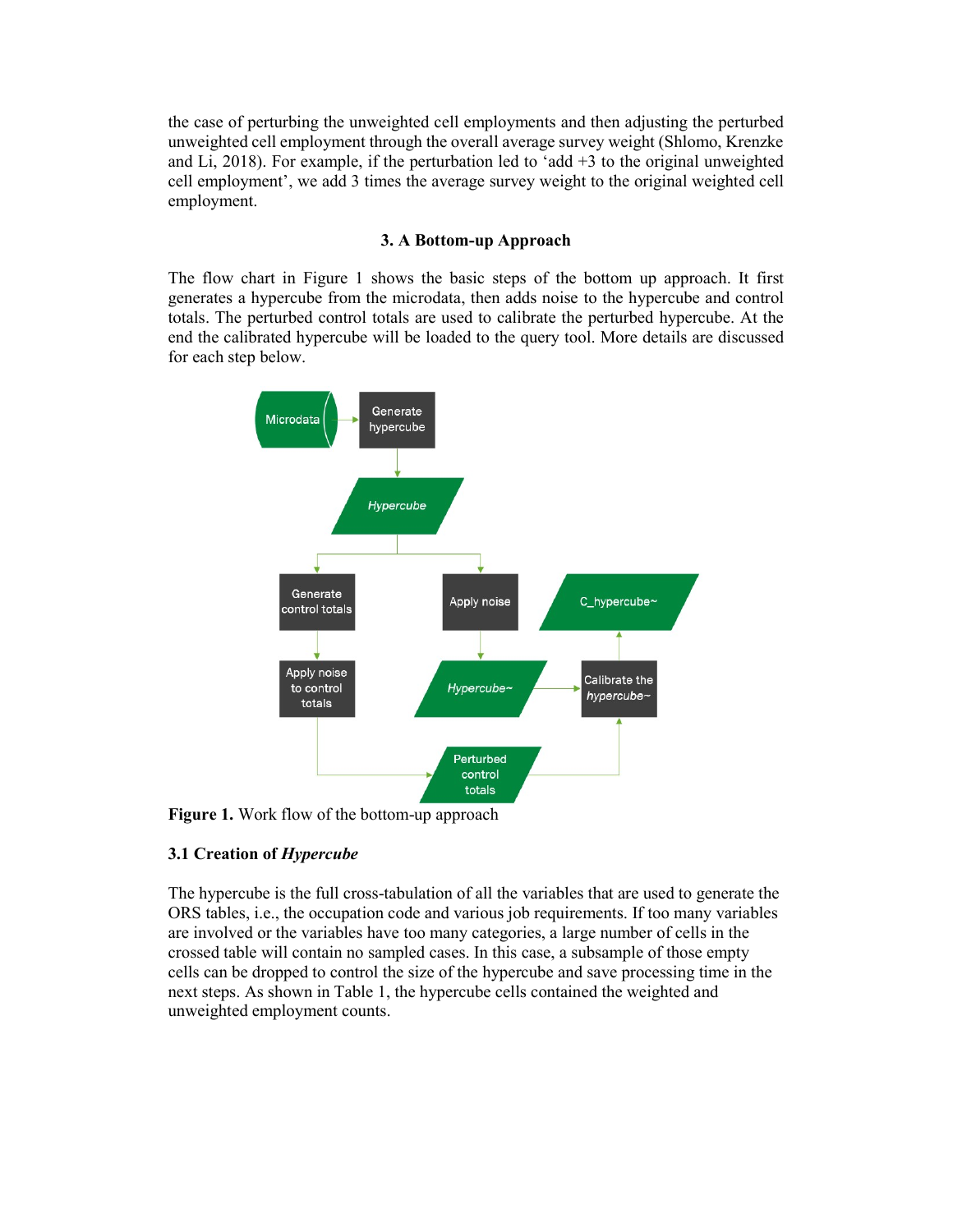the case of perturbing the unweighted cell employments and then adjusting the perturbed unweighted cell employment through the overall average survey weight (Shlomo, Krenzke and Li, 2018). For example, if the perturbation led to 'add +3 to the original unweighted cell employment', we add 3 times the average survey weight to the original weighted cell employment.

## 3. A Bottom-up Approach

The flow chart in Figure 1 shows the basic steps of the bottom up approach. It first generates a hypercube from the microdata, then adds noise to the hypercube and control totals. The perturbed control totals are used to calibrate the perturbed hypercube. At the end the calibrated hypercube will be loaded to the query tool. More details are discussed for each step below.

**Figure 1.** Work flow of the bottom-up approach

### 3.1 Creation of *Hypercube*

The hypercube is the full cross-tabulation of all the variables that are used to generate the ORS tables, i.e., the occupation code and various job requirements. If too many variables are involved or the variables have too many categories, a large number of cells in the crossed table will contain no sampled cases. In this case, a subsample of those empty cells can be dropped to control the size of the hypercube and save processing time in the next steps. As shown in Table 1, the hypercube cells contained the weighted and unweighted employment counts.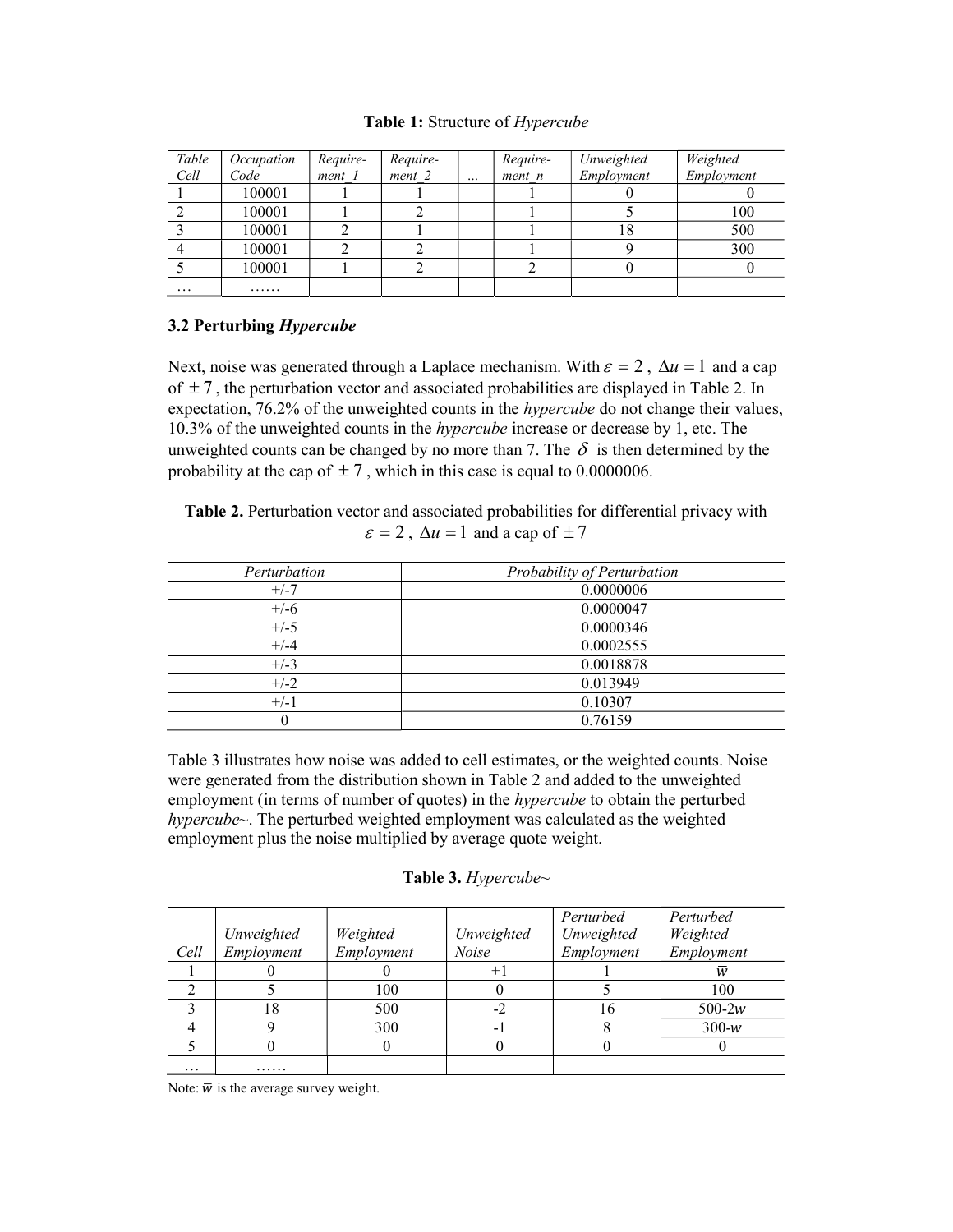**Table 1:** Structure of *Hypercube*

| *Table Cell* | *Occupation Code* | *Require-ment_1* | *Require-ment_2* | ... | *Require-ment_n* | *Unweighted Employment* | *Weighted Employment* |
|---|---|---|---|---|---|---|---|
| 1 | 100001 | 1 | 1 | | 1 | 0 | 0 |
| 2 | 100001 | 1 | 2 | | 1 | 5 | 100 |
| 3 | 100001 | 2 | 1 | | 1 | 18 | 500 |
| 4 | 100001 | 2 | 2 | | 1 | 9 | 300 |
| 5 | 100001 | 1 | 2 | | 2 | 0 | 0 |
| … | …… | | | | | | |

### 3.2 Perturbing *Hypercube*

Next, noise was generated through a Laplace mechanism. With $\varepsilon = 2$, $\Delta u = 1$ and a cap of $\pm 7$, the perturbation vector and associated probabilities are displayed in Table 2. In expectation, 76.2% of the unweighted counts in the *hypercube* do not change their values, 10.3% of the unweighted counts in the *hypercube* increase or decrease by 1, etc. The unweighted counts can be changed by no more than 7. The $\delta$ is then determined by the probability at the cap of $\pm 7$, which in this case is equal to 0.0000006.

**Table 2.** Perturbation vector and associated probabilities for differential privacy with $\varepsilon = 2$, $\Delta u = 1$ and a cap of $\pm 7$

| *Perturbation* | *Probability of Perturbation* |
|---|---|
| +/-7 | 0.0000006 |
| +/-6 | 0.0000047 |
| +/-5 | 0.0000346 |
| +/-4 | 0.0002555 |
| +/-3 | 0.0018878 |
| +/-2 | 0.013949 |
| +/-1 | 0.10307 |
| 0 | 0.76159 |

Table 3 illustrates how noise was added to cell estimates, or the weighted counts. Noise were generated from the distribution shown in Table 2 and added to the unweighted employment (in terms of number of quotes) in the *hypercube* to obtain the perturbed *hypercube~*. The perturbed weighted employment was calculated as the weighted employment plus the noise multiplied by average quote weight.

**Table 3.** *Hypercube~*

| *Cell* | *Unweighted Employment* | *Weighted Employment* | *Unweighted Noise* | *Perturbed Unweighted Employment* | *Perturbed Weighted Employment* |
|---|---|---|---|---|---|
| 1 | 0 | 0 | +1 | 1 | $\overline{w}$ |
| 2 | 5 | 100 | 0 | 5 | 100 |
| 3 | 18 | 500 | -2 | 16 | 500-2$\overline{w}$ |
| 4 | 9 | 300 | -1 | 8 | 300-$\overline{w}$ |
| 5 | 0 | 0 | 0 | 0 | 0 |
| … | …… | | | | |

Note: $\overline{w}$ is the average survey weight.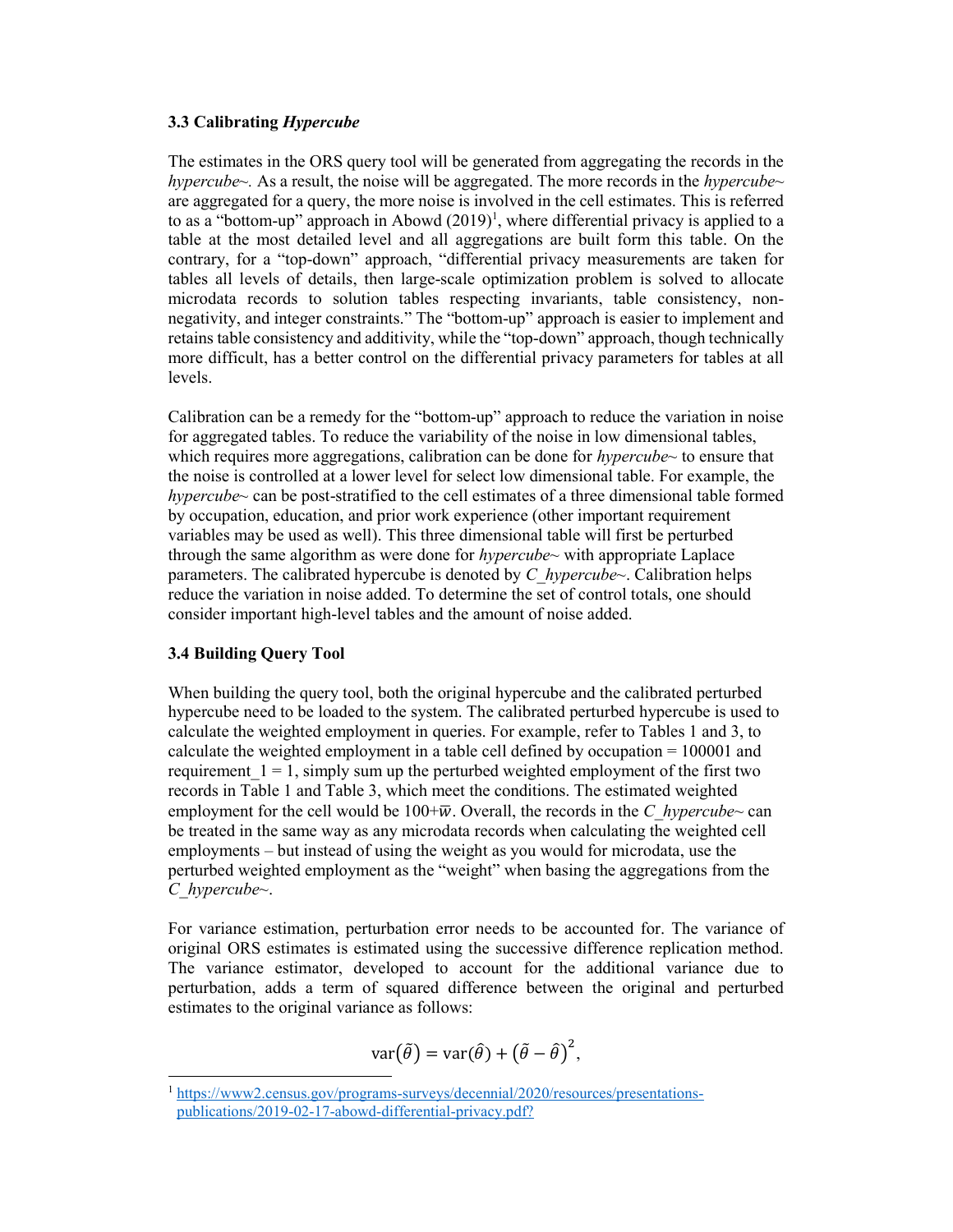### 3.3 Calibrating *Hypercube*

The estimates in the ORS query tool will be generated from aggregating the records in the *hypercube~*. As a result, the noise will be aggregated. The more records in the *hypercube~* are aggregated for a query, the more noise is involved in the cell estimates. This is referred to as a "bottom-up" approach in Abowd (2019)[1], where differential privacy is applied to a table at the most detailed level and all aggregations are built form this table. On the contrary, for a "top-down" approach, "differential privacy measurements are taken for tables all levels of details, then large-scale optimization problem is solved to allocate microdata records to solution tables respecting invariants, table consistency, non-negativity, and integer constraints." The "bottom-up" approach is easier to implement and retains table consistency and additivity, while the "top-down" approach, though technically more difficult, has a better control on the differential privacy parameters for tables at all levels.

Calibration can be a remedy for the "bottom-up" approach to reduce the variation in noise for aggregated tables. To reduce the variability of the noise in low dimensional tables, which requires more aggregations, calibration can be done for *hypercube~* to ensure that the noise is controlled at a lower level for select low dimensional table. For example, the *hypercube~* can be post-stratified to the cell estimates of a three dimensional table formed by occupation, education, and prior work experience (other important requirement variables may be used as well). This three dimensional table will first be perturbed through the same algorithm as were done for *hypercube~* with appropriate Laplace parameters. The calibrated hypercube is denoted by *C_hypercube~*. Calibration helps reduce the variation in noise added. To determine the set of control totals, one should consider important high-level tables and the amount of noise added.

### 3.4 Building Query Tool

When building the query tool, both the original hypercube and the calibrated perturbed hypercube need to be loaded to the system. The calibrated perturbed hypercube is used to calculate the weighted employment in queries. For example, refer to Tables 1 and 3, to calculate the weighted employment in a table cell defined by occupation = 100001 and requirement_1 = 1, simply sum up the perturbed weighted employment of the first two records in Table 1 and Table 3, which meet the conditions. The estimated weighted employment for the cell would be $100+\bar{w}$. Overall, the records in the *C_hypercube~* can be treated in the same way as any microdata records when calculating the weighted cell employments – but instead of using the weight as you would for microdata, use the perturbed weighted employment as the "weight" when basing the aggregations from the *C_hypercube~*.

For variance estimation, perturbation error needs to be accounted for. The variance of original ORS estimates is estimated using the successive difference replication method. The variance estimator, developed to account for the additional variance due to perturbation, adds a term of squared difference between the original and perturbed estimates to the original variance as follows:

$$\mathrm{var}(\tilde{\theta}) = \mathrm{var}(\hat{\theta}) + \left(\tilde{\theta} - \hat{\theta}\right)^2,$$

[1] https://www2.census.gov/programs-surveys/decennial/2020/resources/presentations-publications/2019-02-17-abowd-differential-privacy.pdf?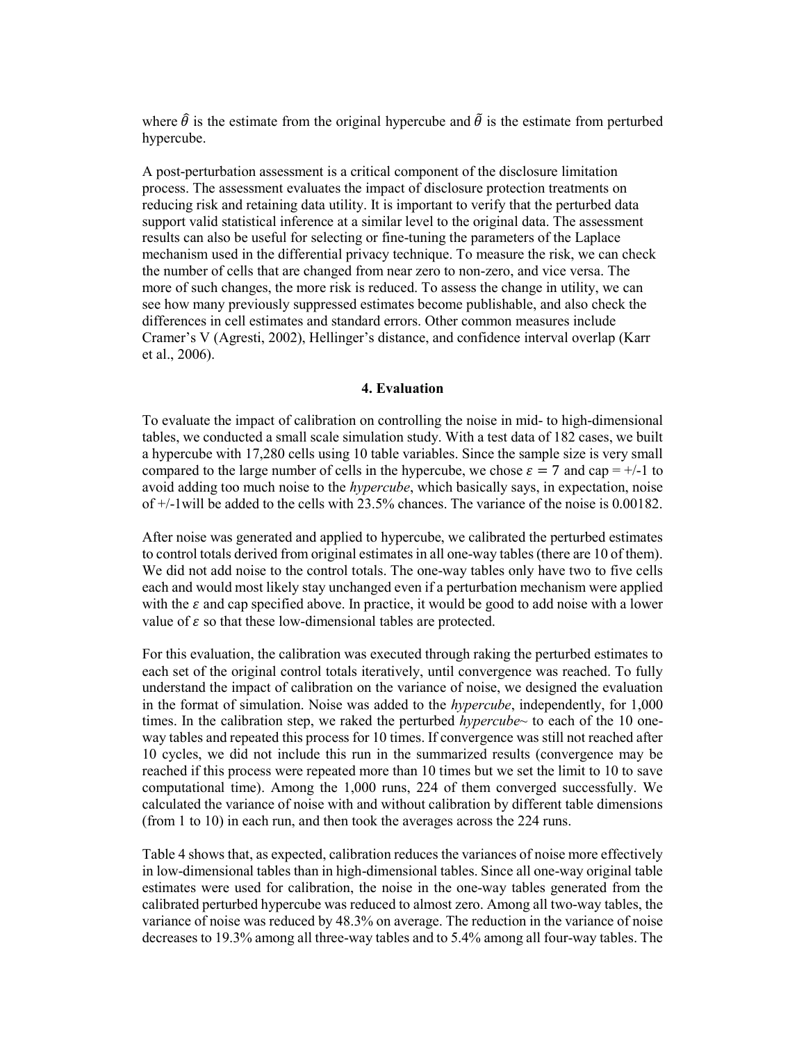where $\hat{\theta}$ is the estimate from the original hypercube and $\tilde{\theta}$ is the estimate from perturbed hypercube.

A post-perturbation assessment is a critical component of the disclosure limitation process. The assessment evaluates the impact of disclosure protection treatments on reducing risk and retaining data utility. It is important to verify that the perturbed data support valid statistical inference at a similar level to the original data. The assessment results can also be useful for selecting or fine-tuning the parameters of the Laplace mechanism used in the differential privacy technique. To measure the risk, we can check the number of cells that are changed from near zero to non-zero, and vice versa. The more of such changes, the more risk is reduced. To assess the change in utility, we can see how many previously suppressed estimates become publishable, and also check the differences in cell estimates and standard errors. Other common measures include Cramer's V (Agresti, 2002), Hellinger's distance, and confidence interval overlap (Karr et al., 2006).

## 4. Evaluation

To evaluate the impact of calibration on controlling the noise in mid- to high-dimensional tables, we conducted a small scale simulation study. With a test data of 182 cases, we built a hypercube with 17,280 cells using 10 table variables. Since the sample size is very small compared to the large number of cells in the hypercube, we chose $\varepsilon = 7$ and cap = +/-1 to avoid adding too much noise to the *hypercube*, which basically says, in expectation, noise of +/-1will be added to the cells with 23.5% chances. The variance of the noise is 0.00182.

After noise was generated and applied to hypercube, we calibrated the perturbed estimates to control totals derived from original estimates in all one-way tables (there are 10 of them). We did not add noise to the control totals. The one-way tables only have two to five cells each and would most likely stay unchanged even if a perturbation mechanism were applied with the $\varepsilon$ and cap specified above. In practice, it would be good to add noise with a lower value of $\varepsilon$ so that these low-dimensional tables are protected.

For this evaluation, the calibration was executed through raking the perturbed estimates to each set of the original control totals iteratively, until convergence was reached. To fully understand the impact of calibration on the variance of noise, we designed the evaluation in the format of simulation. Noise was added to the *hypercube*, independently, for 1,000 times. In the calibration step, we raked the perturbed *hypercube~* to each of the 10 one-way tables and repeated this process for 10 times. If convergence was still not reached after 10 cycles, we did not include this run in the summarized results (convergence may be reached if this process were repeated more than 10 times but we set the limit to 10 to save computational time). Among the 1,000 runs, 224 of them converged successfully. We calculated the variance of noise with and without calibration by different table dimensions (from 1 to 10) in each run, and then took the averages across the 224 runs.

Table 4 shows that, as expected, calibration reduces the variances of noise more effectively in low-dimensional tables than in high-dimensional tables. Since all one-way original table estimates were used for calibration, the noise in the one-way tables generated from the calibrated perturbed hypercube was reduced to almost zero. Among all two-way tables, the variance of noise was reduced by 48.3% on average. The reduction in the variance of noise decreases to 19.3% among all three-way tables and to 5.4% among all four-way tables. The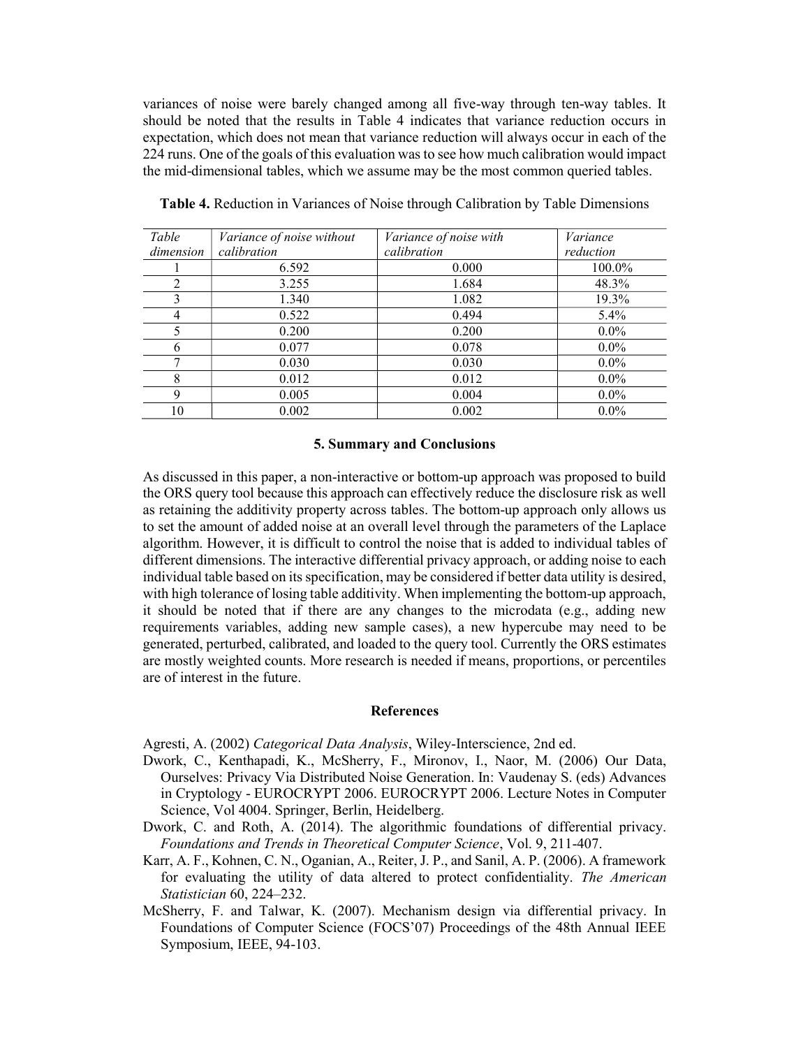variances of noise were barely changed among all five-way through ten-way tables. It should be noted that the results in Table 4 indicates that variance reduction occurs in expectation, which does not mean that variance reduction will always occur in each of the 224 runs. One of the goals of this evaluation was to see how much calibration would impact the mid-dimensional tables, which we assume may be the most common queried tables.

**Table 4.** Reduction in Variances of Noise through Calibration by Table Dimensions

| *Table dimension* | *Variance of noise without calibration* | *Variance of noise with calibration* | *Variance reduction* |
|---|---|---|---|
| 1 | 6.592 | 0.000 | 100.0% |
| 2 | 3.255 | 1.684 | 48.3% |
| 3 | 1.340 | 1.082 | 19.3% |
| 4 | 0.522 | 0.494 | 5.4% |
| 5 | 0.200 | 0.200 | 0.0% |
| 6 | 0.077 | 0.078 | 0.0% |
| 7 | 0.030 | 0.030 | 0.0% |
| 8 | 0.012 | 0.012 | 0.0% |
| 9 | 0.005 | 0.004 | 0.0% |
| 10 | 0.002 | 0.002 | 0.0% |

## 5. Summary and Conclusions

As discussed in this paper, a non-interactive or bottom-up approach was proposed to build the ORS query tool because this approach can effectively reduce the disclosure risk as well as retaining the additivity property across tables. The bottom-up approach only allows us to set the amount of added noise at an overall level through the parameters of the Laplace algorithm. However, it is difficult to control the noise that is added to individual tables of different dimensions. The interactive differential privacy approach, or adding noise to each individual table based on its specification, may be considered if better data utility is desired, with high tolerance of losing table additivity. When implementing the bottom-up approach, it should be noted that if there are any changes to the microdata (e.g., adding new requirements variables, adding new sample cases), a new hypercube may need to be generated, perturbed, calibrated, and loaded to the query tool. Currently the ORS estimates are mostly weighted counts. More research is needed if means, proportions, or percentiles are of interest in the future.

## References

Agresti, A. (2002) *Categorical Data Analysis*, Wiley-Interscience, 2nd ed.

Dwork, C., Kenthapadi, K., McSherry, F., Mironov, I., Naor, M. (2006) Our Data, Ourselves: Privacy Via Distributed Noise Generation. In: Vaudenay S. (eds) Advances in Cryptology - EUROCRYPT 2006. EUROCRYPT 2006. Lecture Notes in Computer Science, Vol 4004. Springer, Berlin, Heidelberg.

Dwork, C. and Roth, A. (2014). The algorithmic foundations of differential privacy. *Foundations and Trends in Theoretical Computer Science*, Vol. 9, 211-407.

Karr, A. F., Kohnen, C. N., Oganian, A., Reiter, J. P., and Sanil, A. P. (2006). A framework for evaluating the utility of data altered to protect confidentiality. *The American Statistician* 60, 224–232.

McSherry, F. and Talwar, K. (2007). Mechanism design via differential privacy. In Foundations of Computer Science (FOCS'07) Proceedings of the 48th Annual IEEE Symposium, IEEE, 94-103.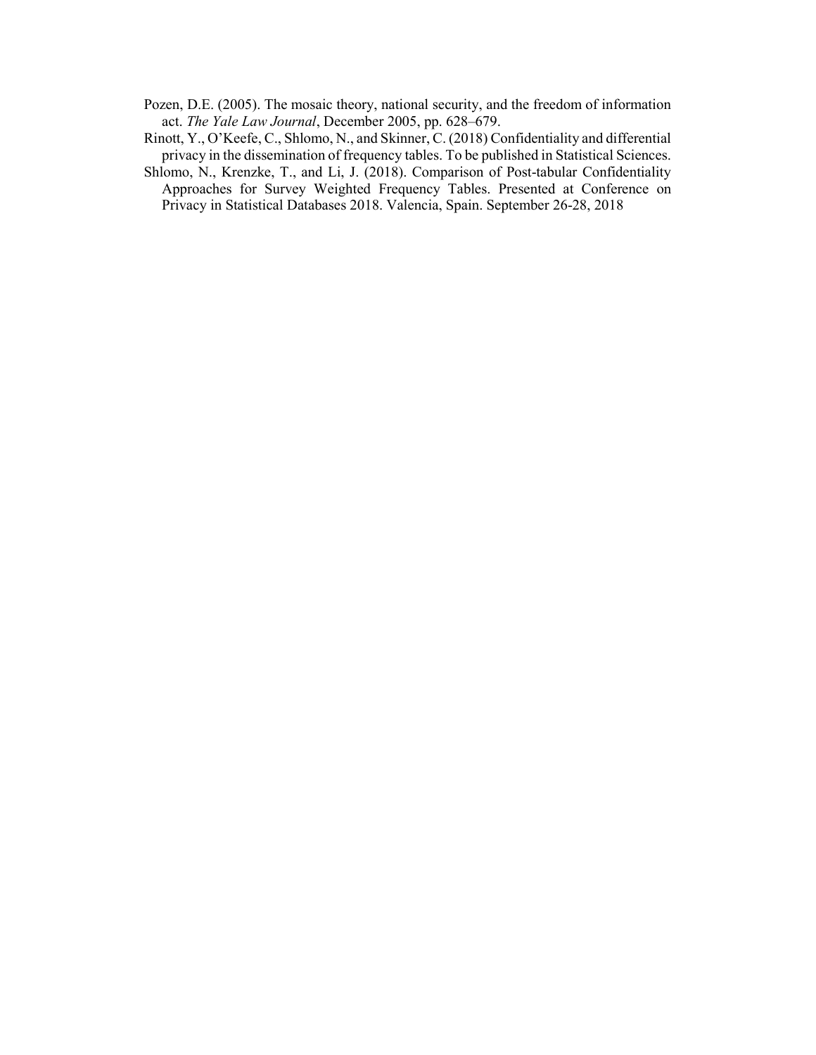Pozen, D.E. (2005). The mosaic theory, national security, and the freedom of information act. *The Yale Law Journal*, December 2005, pp. 628–679.

Rinott, Y., O'Keefe, C., Shlomo, N., and Skinner, C. (2018) Confidentiality and differential privacy in the dissemination of frequency tables. To be published in Statistical Sciences.

Shlomo, N., Krenzke, T., and Li, J. (2018). Comparison of Post-tabular Confidentiality Approaches for Survey Weighted Frequency Tables. Presented at Conference on Privacy in Statistical Databases 2018. Valencia, Spain. September 26-28, 2018